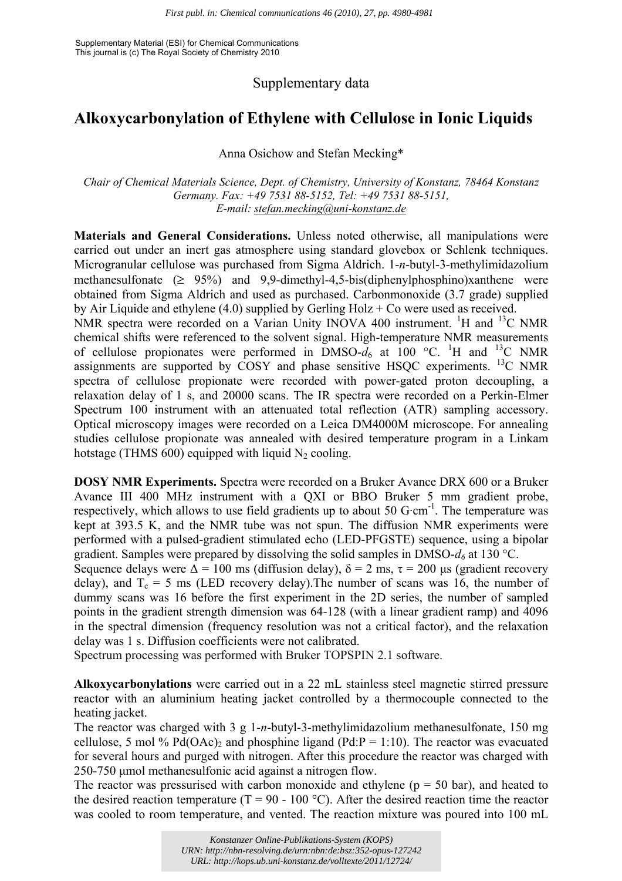Supplementary Material (ESI) for Chemical Communications
This journal is (c) The Royal Society of Chemistry 2010

Supplementary data

# Alkoxycarbonylation of Ethylene with Cellulose in Ionic Liquids

Anna Osichow and Stefan Mecking*

*Chair of Chemical Materials Science, Dept. of Chemistry, University of Konstanz, 78464 Konstanz Germany. Fax: +49 7531 88-5152, Tel: +49 7531 88-5151, E-mail: stefan.mecking@uni-konstanz.de*

**Materials and General Considerations.** Unless noted otherwise, all manipulations were carried out under an inert gas atmosphere using standard glovebox or Schlenk techniques. Microgranular cellulose was purchased from Sigma Aldrich. 1-*n*-butyl-3-methylimidazolium methanesulfonate (≥ 95%) and 9,9-dimethyl-4,5-bis(diphenylphosphino)xanthene were obtained from Sigma Aldrich and used as purchased. Carbonmonoxide (3.7 grade) supplied by Air Liquide and ethylene (4.0) supplied by Gerling Holz + Co were used as received.
NMR spectra were recorded on a Varian Unity INOVA 400 instrument. $^{1}$H and $^{13}$C NMR chemical shifts were referenced to the solvent signal. High-temperature NMR measurements of cellulose propionates were performed in DMSO-$d_6$ at 100 °C. $^{1}$H and $^{13}$C NMR assignments are supported by COSY and phase sensitive HSQC experiments. $^{13}$C NMR spectra of cellulose propionate were recorded with power-gated proton decoupling, a relaxation delay of 1 s, and 20000 scans. The IR spectra were recorded on a Perkin-Elmer Spectrum 100 instrument with an attenuated total reflection (ATR) sampling accessory. Optical microscopy images were recorded on a Leica DM4000M microscope. For annealing studies cellulose propionate was annealed with desired temperature program in a Linkam hotstage (THMS 600) equipped with liquid $N_2$ cooling.

**DOSY NMR Experiments.** Spectra were recorded on a Bruker Avance DRX 600 or a Bruker Avance III 400 MHz instrument with a QXI or BBO Bruker 5 mm gradient probe, respectively, which allows to use field gradients up to about 50 G·cm$^{-1}$. The temperature was kept at 393.5 K, and the NMR tube was not spun. The diffusion NMR experiments were performed with a pulsed-gradient stimulated echo (LED-PFGSTE) sequence, using a bipolar gradient. Samples were prepared by dissolving the solid samples in DMSO-$d_6$ at 130 °C.
Sequence delays were Δ = 100 ms (diffusion delay), δ = 2 ms, τ = 200 μs (gradient recovery delay), and $T_e$ = 5 ms (LED recovery delay).The number of scans was 16, the number of dummy scans was 16 before the first experiment in the 2D series, the number of sampled points in the gradient strength dimension was 64-128 (with a linear gradient ramp) and 4096 in the spectral dimension (frequency resolution was not a critical factor), and the relaxation delay was 1 s. Diffusion coefficients were not calibrated.
Spectrum processing was performed with Bruker TOPSPIN 2.1 software.

**Alkoxycarbonylations** were carried out in a 22 mL stainless steel magnetic stirred pressure reactor with an aluminium heating jacket controlled by a thermocouple connected to the heating jacket.
The reactor was charged with 3 g 1-*n*-butyl-3-methylimidazolium methanesulfonate, 150 mg cellulose, 5 mol % $Pd(OAc)_2$ and phosphine ligand (Pd:P = 1:10). The reactor was evacuated for several hours and purged with nitrogen. After this procedure the reactor was charged with 250-750 μmol methanesulfonic acid against a nitrogen flow.
The reactor was pressurised with carbon monoxide and ethylene (p = 50 bar), and heated to the desired reaction temperature (T = 90 - 100 °C). After the desired reaction time the reactor was cooled to room temperature, and vented. The reaction mixture was poured into 100 mL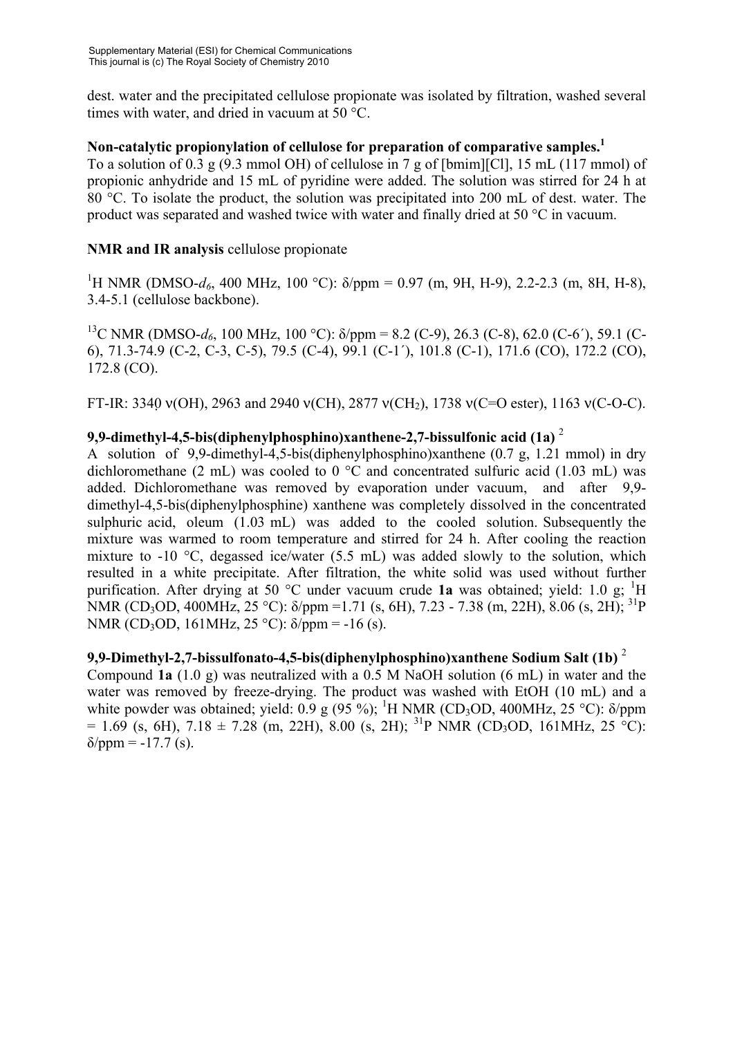dest. water and the precipitated cellulose propionate was isolated by filtration, washed several times with water, and dried in vacuum at 50 °C.

**Non-catalytic propionylation of cellulose for preparation of comparative samples.**[1]

To a solution of 0.3 g (9.3 mmol OH) of cellulose in 7 g of [bmim][Cl], 15 mL (117 mmol) of propionic anhydride and 15 mL of pyridine were added. The solution was stirred for 24 h at 80 °C. To isolate the product, the solution was precipitated into 200 mL of dest. water. The product was separated and washed twice with water and finally dried at 50 °C in vacuum.

**NMR and IR analysis** cellulose propionate

$^{1}$H NMR (DMSO-$d_6$, 400 MHz, 100 °C): δ/ppm = 0.97 (m, 9H, H-9), 2.2-2.3 (m, 8H, H-8), 3.4-5.1 (cellulose backbone).

$^{13}$C NMR (DMSO-$d_6$, 100 MHz, 100 °C): δ/ppm = 8.2 (C-9), 26.3 (C-8), 62.0 (C-6´), 59.1 (C-6), 71.3-74.9 (C-2, C-3, C-5), 79.5 (C-4), 99.1 (C-1´), 101.8 (C-1), 171.6 (CO), 172.2 (CO), 172.8 (CO).

FT-IR: 3340 ν(OH), 2963 and 2940 ν(CH), 2877 ν($CH_2$), 1738 ν(C=O ester), 1163 ν(C-O-C).

**9,9-dimethyl-4,5-bis(diphenylphosphino)xanthene-2,7-bissulfonic acid (1a)** [2]

A solution of 9,9-dimethyl-4,5-bis(diphenylphosphino)xanthene (0.7 g, 1.21 mmol) in dry dichloromethane (2 mL) was cooled to 0 °C and concentrated sulfuric acid (1.03 mL) was added. Dichloromethane was removed by evaporation under vacuum, and after 9,9-dimethyl-4,5-bis(diphenylphosphine) xanthene was completely dissolved in the concentrated sulphuric acid, oleum (1.03 mL) was added to the cooled solution. Subsequently the mixture was warmed to room temperature and stirred for 24 h. After cooling the reaction mixture to -10 °C, degassed ice/water (5.5 mL) was added slowly to the solution, which resulted in a white precipitate. After filtration, the white solid was used without further purification. After drying at 50 °C under vacuum crude **1a** was obtained; yield: 1.0 g; $^{1}$H NMR ($CD_3OD$, 400MHz, 25 °C): δ/ppm =1.71 (s, 6H), 7.23 - 7.38 (m, 22H), 8.06 (s, 2H); $^{31}$P NMR ($CD_3OD$, 161MHz, 25 °C): δ/ppm = -16 (s).

**9,9-Dimethyl-2,7-bissulfonato-4,5-bis(diphenylphosphino)xanthene Sodium Salt (1b)** [2]

Compound **1a** (1.0 g) was neutralized with a 0.5 M NaOH solution (6 mL) in water and the water was removed by freeze-drying. The product was washed with EtOH (10 mL) and a white powder was obtained; yield: 0.9 g (95 %); $^{1}$H NMR ($CD_3OD$, 400MHz, 25 °C): δ/ppm = 1.69 (s, 6H), 7.18 ± 7.28 (m, 22H), 8.00 (s, 2H); $^{31}$P NMR ($CD_3OD$, 161MHz, 25 °C): δ/ppm = -17.7 (s).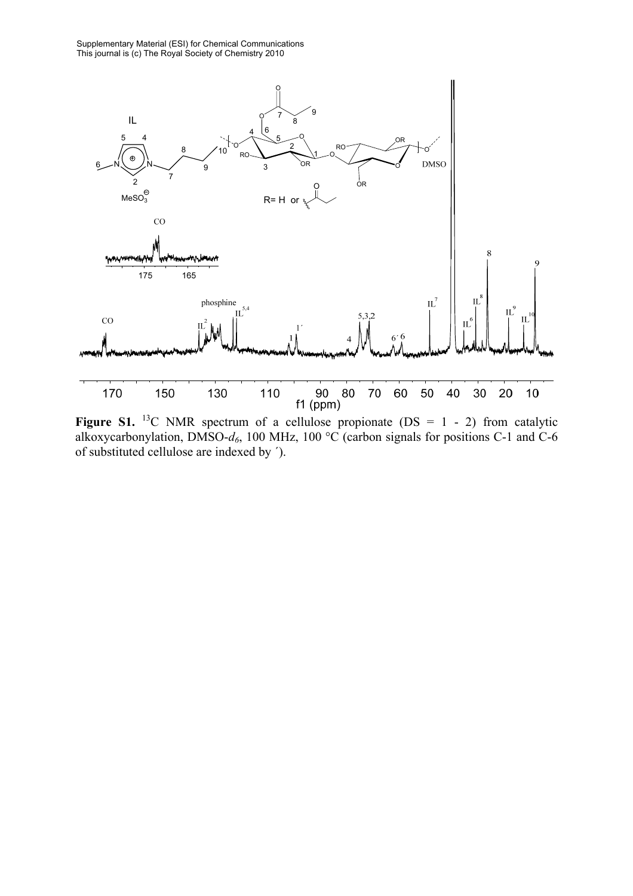**Figure S1.** $^{13}C$ NMR spectrum of a cellulose propionate (DS = 1 - 2) from catalytic alkoxycarbonylation, DMSO-$d_6$, 100 MHz, 100 °C (carbon signals for positions C-1 and C-6 of substituted cellulose are indexed by ´).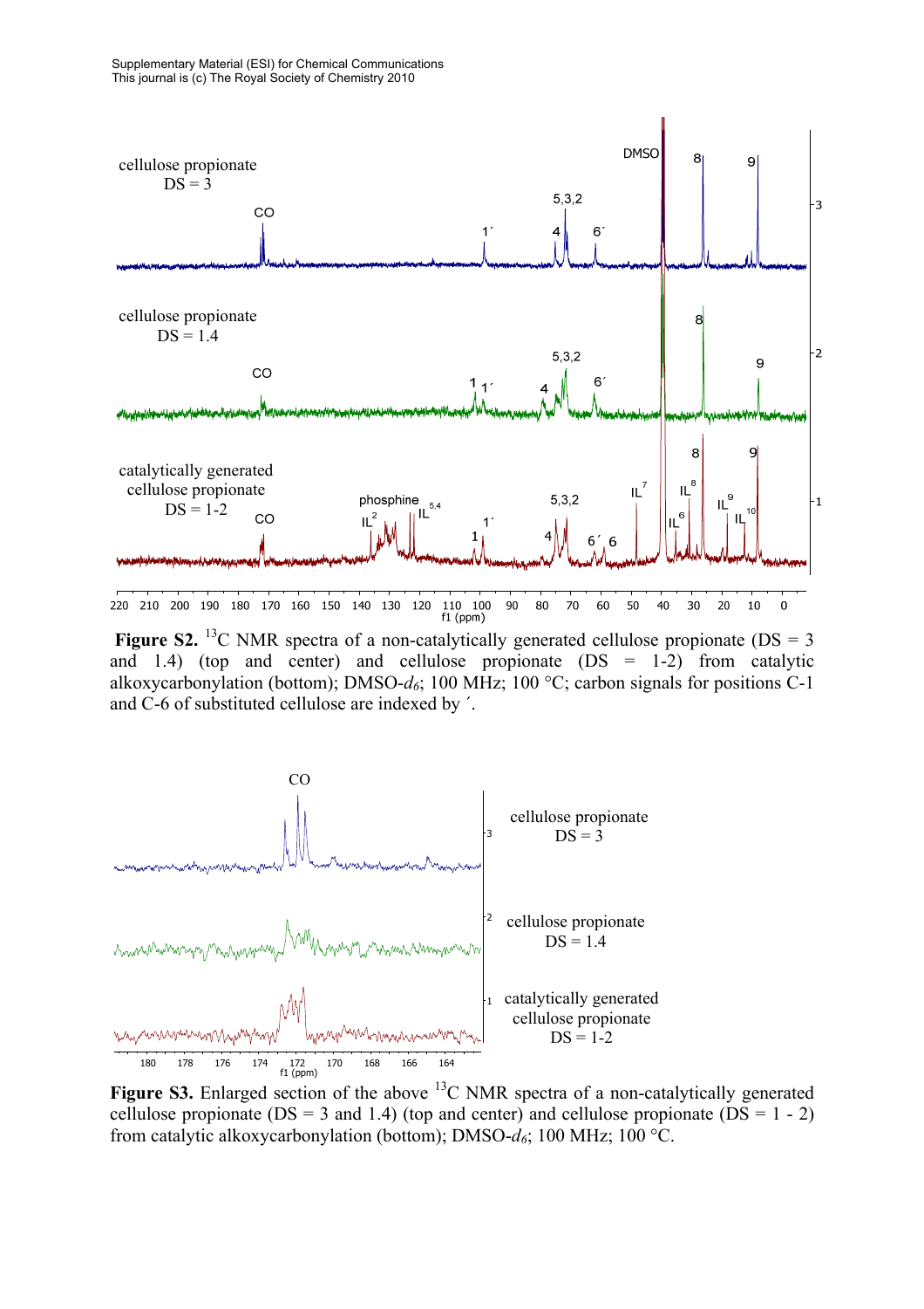**Figure S2.** $^{13}C$ NMR spectra of a non-catalytically generated cellulose propionate (DS = 3 and 1.4) (top and center) and cellulose propionate (DS = 1-2) from catalytic alkoxycarbonylation (bottom); DMSO-$d_6$; 100 MHz; 100 °C; carbon signals for positions C-1 and C-6 of substituted cellulose are indexed by ´.

**Figure S3.** Enlarged section of the above $^{13}C$ NMR spectra of a non-catalytically generated cellulose propionate (DS = 3 and 1.4) (top and center) and cellulose propionate (DS = 1 - 2) from catalytic alkoxycarbonylation (bottom); DMSO-$d_6$; 100 MHz; 100 °C.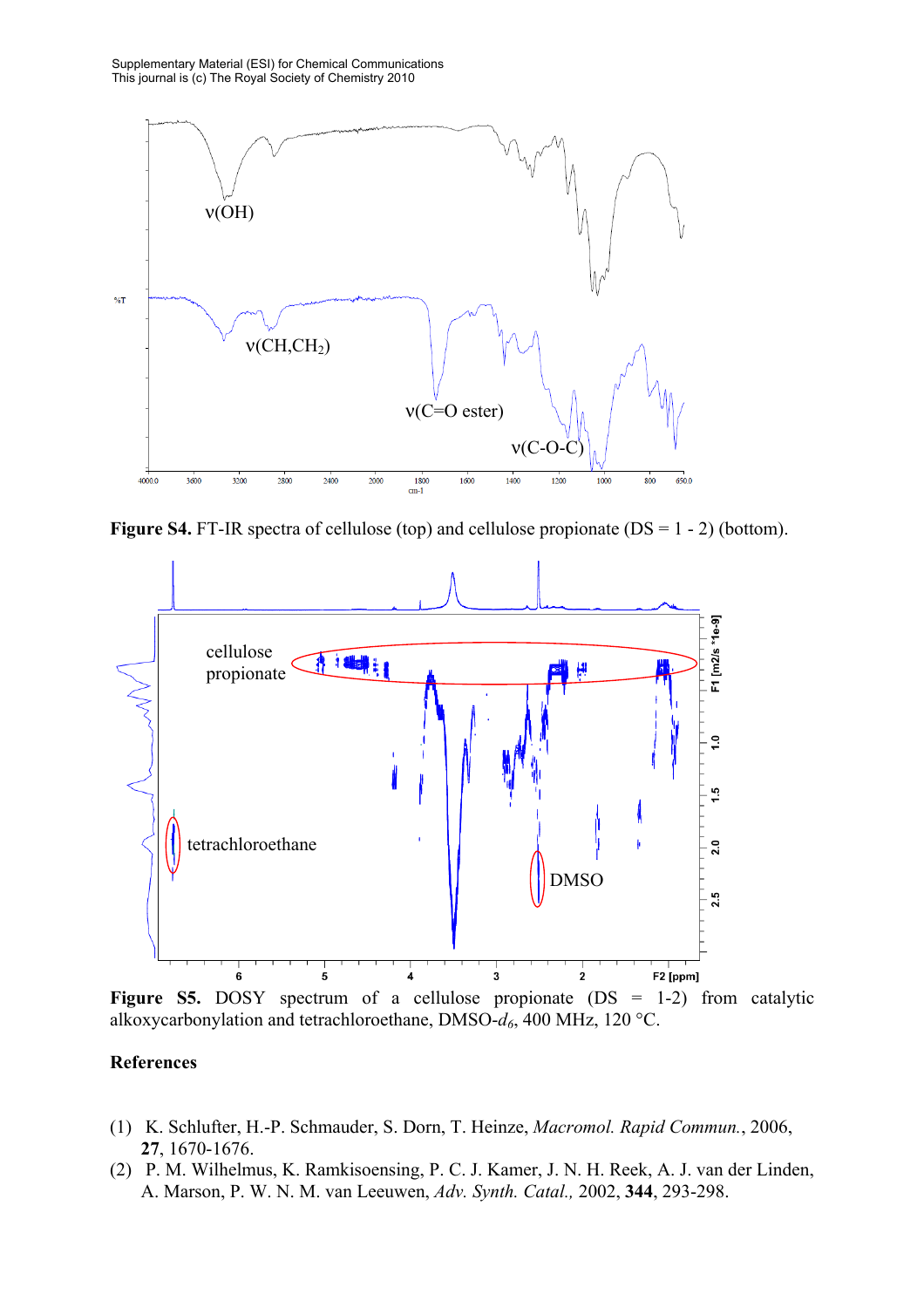ν(OH)

%T

ν(CH,CH$_2$)

ν(C=O ester)

ν(C-O-C)

4000.0 3600 3200 2800 2400 2000 1800 1600 1400 1200 1000 800 650.0

cm-1

**Figure S4.** FT-IR spectra of cellulose (top) and cellulose propionate (DS = 1 - 2) (bottom).

cellulose propionate

tetrachloroethane

DMSO

F1 [m2/s *1e-9]

1.0 1.5 2.0 2.5

6 5 4 3 2 F2 [ppm]

**Figure S5.** DOSY spectrum of a cellulose propionate (DS = 1-2) from catalytic alkoxycarbonylation and tetrachloroethane, DMSO-$d_6$, 400 MHz, 120 °C.

## References

(1) K. Schlufter, H.-P. Schmauder, S. Dorn, T. Heinze, *Macromol. Rapid Commun.*, 2006, **27**, 1670-1676.

(2) P. M. Wilhelmus, K. Ramkisoensing, P. C. J. Kamer, J. N. H. Reek, A. J. van der Linden, A. Marson, P. W. N. M. van Leeuwen, *Adv. Synth. Catal.,* 2002, **344**, 293-298.